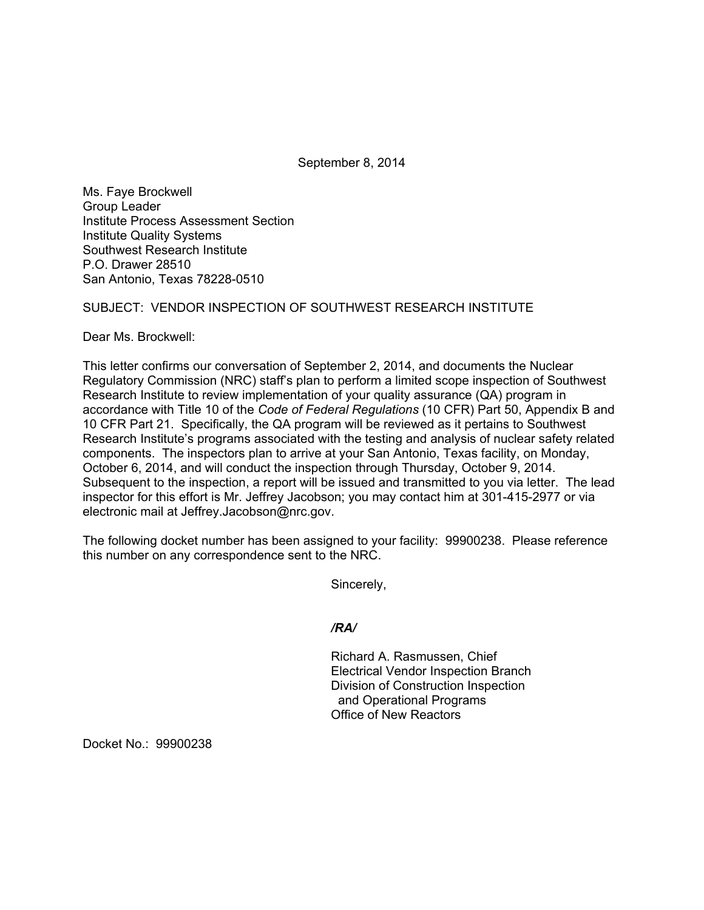September 8, 2014

Ms. Faye Brockwell
Group Leader
Institute Process Assessment Section
Institute Quality Systems
Southwest Research Institute
P.O. Drawer 28510
San Antonio, Texas 78228-0510

SUBJECT: VENDOR INSPECTION OF SOUTHWEST RESEARCH INSTITUTE

Dear Ms. Brockwell:

This letter confirms our conversation of September 2, 2014, and documents the Nuclear Regulatory Commission (NRC) staff's plan to perform a limited scope inspection of Southwest Research Institute to review implementation of your quality assurance (QA) program in accordance with Title 10 of the *Code of Federal Regulations* (10 CFR) Part 50, Appendix B and 10 CFR Part 21. Specifically, the QA program will be reviewed as it pertains to Southwest Research Institute's programs associated with the testing and analysis of nuclear safety related components. The inspectors plan to arrive at your San Antonio, Texas facility, on Monday, October 6, 2014, and will conduct the inspection through Thursday, October 9, 2014. Subsequent to the inspection, a report will be issued and transmitted to you via letter. The lead inspector for this effort is Mr. Jeffrey Jacobson; you may contact him at 301-415-2977 or via electronic mail at Jeffrey.Jacobson@nrc.gov.

The following docket number has been assigned to your facility: 99900238. Please reference this number on any correspondence sent to the NRC.

Sincerely,

***/RA/***

Richard A. Rasmussen, Chief
Electrical Vendor Inspection Branch
Division of Construction Inspection
and Operational Programs
Office of New Reactors

Docket No.: 99900238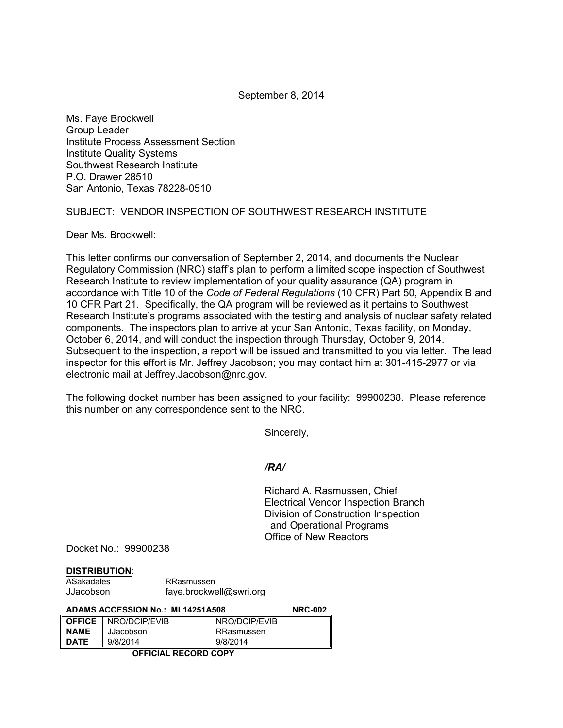September 8, 2014

Ms. Faye Brockwell
Group Leader
Institute Process Assessment Section
Institute Quality Systems
Southwest Research Institute
P.O. Drawer 28510
San Antonio, Texas 78228-0510

SUBJECT: VENDOR INSPECTION OF SOUTHWEST RESEARCH INSTITUTE

Dear Ms. Brockwell:

This letter confirms our conversation of September 2, 2014, and documents the Nuclear Regulatory Commission (NRC) staff's plan to perform a limited scope inspection of Southwest Research Institute to review implementation of your quality assurance (QA) program in accordance with Title 10 of the *Code of Federal Regulations* (10 CFR) Part 50, Appendix B and 10 CFR Part 21. Specifically, the QA program will be reviewed as it pertains to Southwest Research Institute's programs associated with the testing and analysis of nuclear safety related components. The inspectors plan to arrive at your San Antonio, Texas facility, on Monday, October 6, 2014, and will conduct the inspection through Thursday, October 9, 2014. Subsequent to the inspection, a report will be issued and transmitted to you via letter. The lead inspector for this effort is Mr. Jeffrey Jacobson; you may contact him at 301-415-2977 or via electronic mail at Jeffrey.Jacobson@nrc.gov.

The following docket number has been assigned to your facility: 99900238. Please reference this number on any correspondence sent to the NRC.

Sincerely,

*/RA/*

Richard A. Rasmussen, Chief
Electrical Vendor Inspection Branch
Division of Construction Inspection
and Operational Programs
Office of New Reactors

Docket No.: 99900238

**DISTRIBUTION**:

ASakadales RRasmussen
JJacobson faye.brockwell@swri.org

**ADAMS ACCESSION No.: ML14251A508** **NRC-002**

| | | |
|---|---|---|
| **OFFICE** | NRO/DCIP/EVIB | NRO/DCIP/EVIB |
| **NAME** | JJacobson | RRasmussen |
| **DATE** | 9/8/2014 | 9/8/2014 |

**OFFICIAL RECORD COPY**